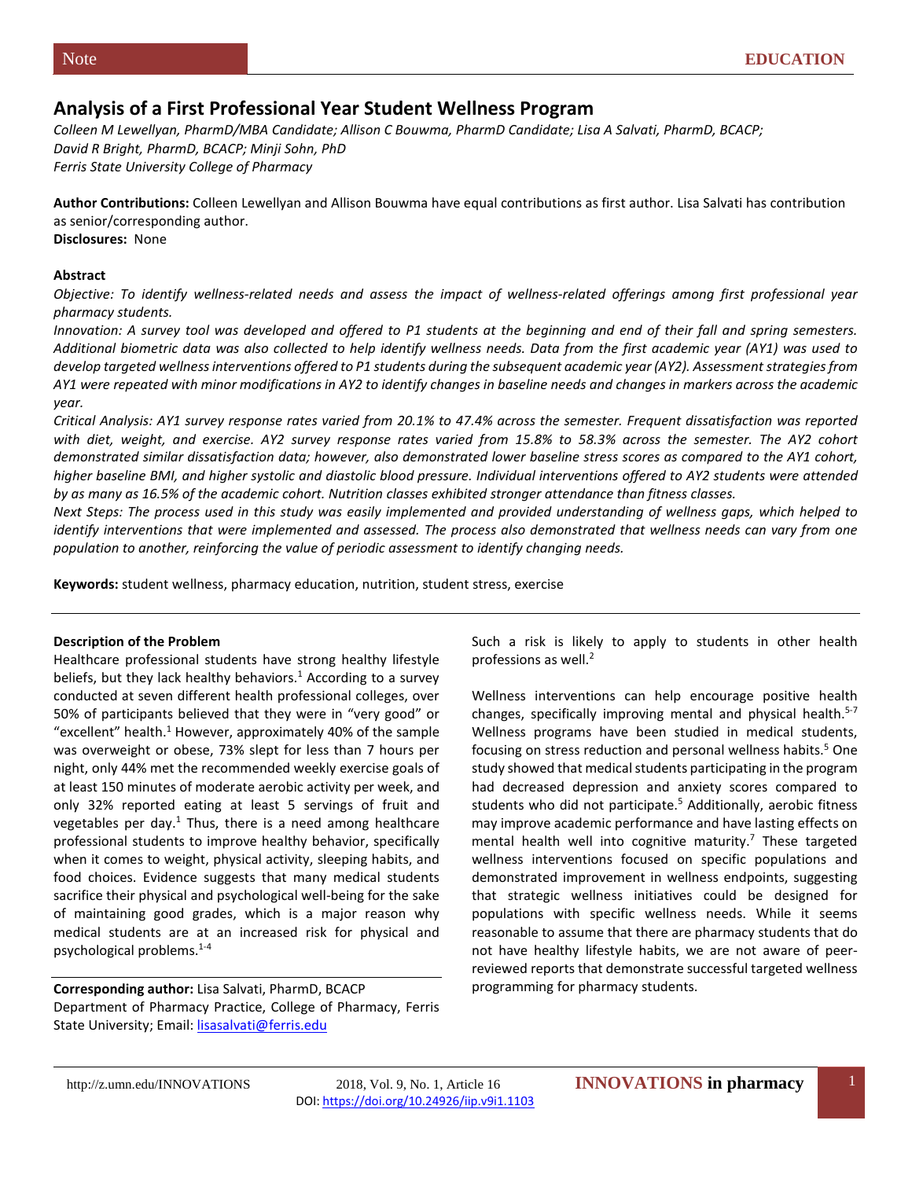Note

EDUCATION

# Analysis of a First Professional Year Student Wellness Program

*Colleen M Lewellyan, PharmD/MBA Candidate; Allison C Bouwma, PharmD Candidate; Lisa A Salvati, PharmD, BCACP; David R Bright, PharmD, BCACP; Minji Sohn, PhD*
*Ferris State University College of Pharmacy*

**Author Contributions:** Colleen Lewellyan and Allison Bouwma have equal contributions as first author. Lisa Salvati has contribution as senior/corresponding author.
**Disclosures:** None

**Abstract**

*Objective: To identify wellness-related needs and assess the impact of wellness-related offerings among first professional year pharmacy students.*
*Innovation: A survey tool was developed and offered to P1 students at the beginning and end of their fall and spring semesters. Additional biometric data was also collected to help identify wellness needs. Data from the first academic year (AY1) was used to develop targeted wellness interventions offered to P1 students during the subsequent academic year (AY2). Assessment strategies from AY1 were repeated with minor modifications in AY2 to identify changes in baseline needs and changes in markers across the academic year.*
*Critical Analysis: AY1 survey response rates varied from 20.1% to 47.4% across the semester. Frequent dissatisfaction was reported with diet, weight, and exercise. AY2 survey response rates varied from 15.8% to 58.3% across the semester. The AY2 cohort demonstrated similar dissatisfaction data; however, also demonstrated lower baseline stress scores as compared to the AY1 cohort, higher baseline BMI, and higher systolic and diastolic blood pressure. Individual interventions offered to AY2 students were attended by as many as 16.5% of the academic cohort. Nutrition classes exhibited stronger attendance than fitness classes.*
*Next Steps: The process used in this study was easily implemented and provided understanding of wellness gaps, which helped to identify interventions that were implemented and assessed. The process also demonstrated that wellness needs can vary from one population to another, reinforcing the value of periodic assessment to identify changing needs.*

**Keywords:** student wellness, pharmacy education, nutrition, student stress, exercise

**Description of the Problem**

Healthcare professional students have strong healthy lifestyle beliefs, but they lack healthy behaviors.[1] According to a survey conducted at seven different health professional colleges, over 50% of participants believed that they were in "very good" or "excellent" health.[1] However, approximately 40% of the sample was overweight or obese, 73% slept for less than 7 hours per night, only 44% met the recommended weekly exercise goals of at least 150 minutes of moderate aerobic activity per week, and only 32% reported eating at least 5 servings of fruit and vegetables per day.[1] Thus, there is a need among healthcare professional students to improve healthy behavior, specifically when it comes to weight, physical activity, sleeping habits, and food choices. Evidence suggests that many medical students sacrifice their physical and psychological well-being for the sake of maintaining good grades, which is a major reason why medical students are at an increased risk for physical and psychological problems.[1-4] Such a risk is likely to apply to students in other health professions as well.[2]

Wellness interventions can help encourage positive health changes, specifically improving mental and physical health.[5-7] Wellness programs have been studied in medical students, focusing on stress reduction and personal wellness habits.[5] One study showed that medical students participating in the program had decreased depression and anxiety scores compared to students who did not participate.[5] Additionally, aerobic fitness may improve academic performance and have lasting effects on mental health well into cognitive maturity.[7] These targeted wellness interventions focused on specific populations and demonstrated improvement in wellness endpoints, suggesting that strategic wellness initiatives could be designed for populations with specific wellness needs. While it seems reasonable to assume that there are pharmacy students that do not have healthy lifestyle habits, we are not aware of peer-reviewed reports that demonstrate successful targeted wellness programming for pharmacy students.

**Corresponding author:** Lisa Salvati, PharmD, BCACP
Department of Pharmacy Practice, College of Pharmacy, Ferris State University; Email: lisasalvati@ferris.edu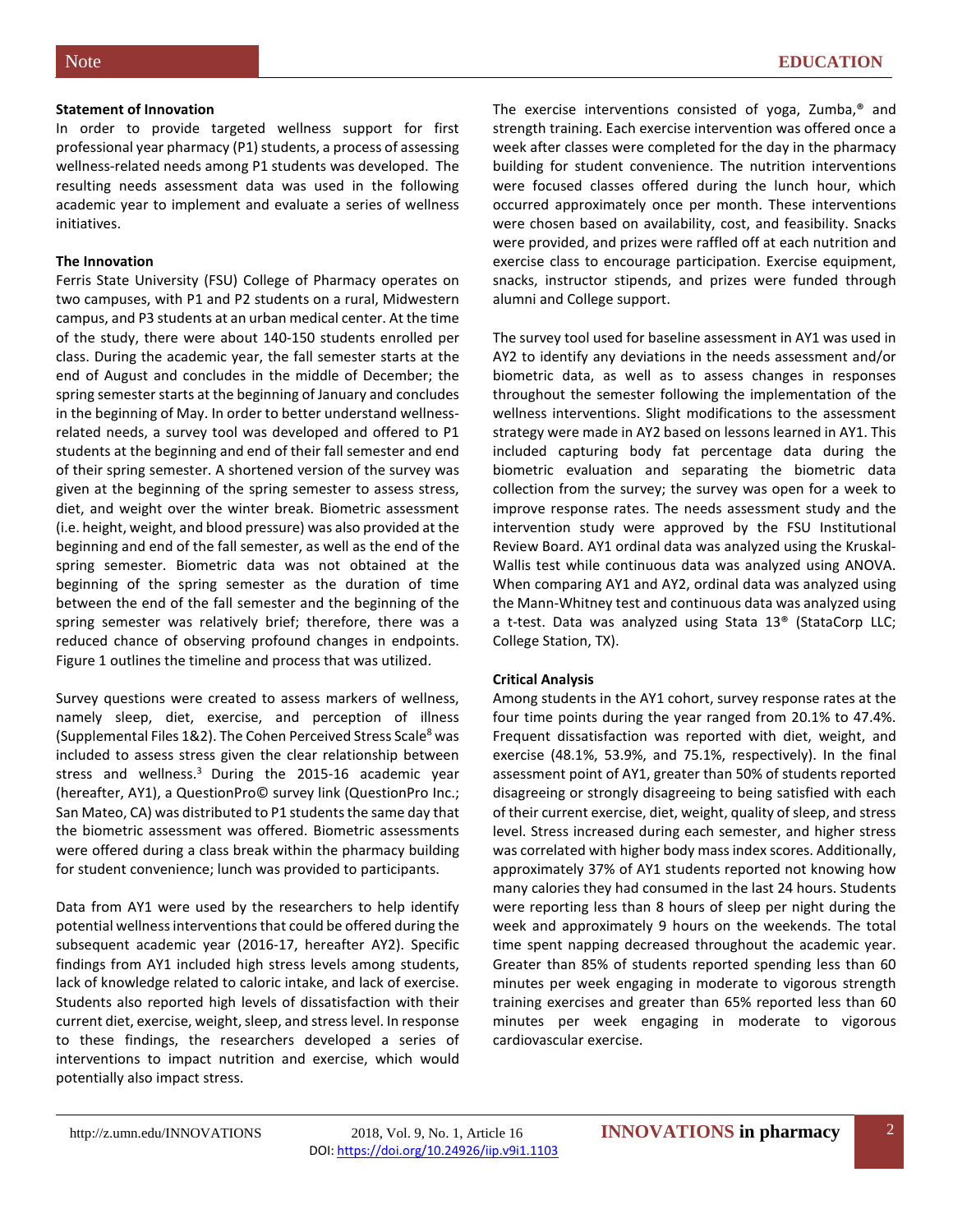### Statement of Innovation

In order to provide targeted wellness support for first professional year pharmacy (P1) students, a process of assessing wellness-related needs among P1 students was developed. The resulting needs assessment data was used in the following academic year to implement and evaluate a series of wellness initiatives.

### The Innovation

Ferris State University (FSU) College of Pharmacy operates on two campuses, with P1 and P2 students on a rural, Midwestern campus, and P3 students at an urban medical center. At the time of the study, there were about 140-150 students enrolled per class. During the academic year, the fall semester starts at the end of August and concludes in the middle of December; the spring semester starts at the beginning of January and concludes in the beginning of May. In order to better understand wellness-related needs, a survey tool was developed and offered to P1 students at the beginning and end of their fall semester and end of their spring semester. A shortened version of the survey was given at the beginning of the spring semester to assess stress, diet, and weight over the winter break. Biometric assessment (i.e. height, weight, and blood pressure) was also provided at the beginning and end of the fall semester, as well as the end of the spring semester. Biometric data was not obtained at the beginning of the spring semester as the duration of time between the end of the fall semester and the beginning of the spring semester was relatively brief; therefore, there was a reduced chance of observing profound changes in endpoints. Figure 1 outlines the timeline and process that was utilized.

Survey questions were created to assess markers of wellness, namely sleep, diet, exercise, and perception of illness (Supplemental Files 1&2). The Cohen Perceived Stress Scale[8] was included to assess stress given the clear relationship between stress and wellness.[3] During the 2015-16 academic year (hereafter, AY1), a QuestionPro© survey link (QuestionPro Inc.; San Mateo, CA) was distributed to P1 students the same day that the biometric assessment was offered. Biometric assessments were offered during a class break within the pharmacy building for student convenience; lunch was provided to participants.

Data from AY1 were used by the researchers to help identify potential wellness interventions that could be offered during the subsequent academic year (2016-17, hereafter AY2). Specific findings from AY1 included high stress levels among students, lack of knowledge related to caloric intake, and lack of exercise. Students also reported high levels of dissatisfaction with their current diet, exercise, weight, sleep, and stress level. In response to these findings, the researchers developed a series of interventions to impact nutrition and exercise, which would potentially also impact stress.

The exercise interventions consisted of yoga, Zumba,® and strength training. Each exercise intervention was offered once a week after classes were completed for the day in the pharmacy building for student convenience. The nutrition interventions were focused classes offered during the lunch hour, which occurred approximately once per month. These interventions were chosen based on availability, cost, and feasibility. Snacks were provided, and prizes were raffled off at each nutrition and exercise class to encourage participation. Exercise equipment, snacks, instructor stipends, and prizes were funded through alumni and College support.

The survey tool used for baseline assessment in AY1 was used in AY2 to identify any deviations in the needs assessment and/or biometric data, as well as to assess changes in responses throughout the semester following the implementation of the wellness interventions. Slight modifications to the assessment strategy were made in AY2 based on lessons learned in AY1. This included capturing body fat percentage data during the biometric evaluation and separating the biometric data collection from the survey; the survey was open for a week to improve response rates. The needs assessment study and the intervention study were approved by the FSU Institutional Review Board. AY1 ordinal data was analyzed using the Kruskal-Wallis test while continuous data was analyzed using ANOVA. When comparing AY1 and AY2, ordinal data was analyzed using the Mann-Whitney test and continuous data was analyzed using a t-test. Data was analyzed using Stata 13® (StataCorp LLC; College Station, TX).

### Critical Analysis

Among students in the AY1 cohort, survey response rates at the four time points during the year ranged from 20.1% to 47.4%. Frequent dissatisfaction was reported with diet, weight, and exercise (48.1%, 53.9%, and 75.1%, respectively). In the final assessment point of AY1, greater than 50% of students reported disagreeing or strongly disagreeing to being satisfied with each of their current exercise, diet, weight, quality of sleep, and stress level. Stress increased during each semester, and higher stress was correlated with higher body mass index scores. Additionally, approximately 37% of AY1 students reported not knowing how many calories they had consumed in the last 24 hours. Students were reporting less than 8 hours of sleep per night during the week and approximately 9 hours on the weekends. The total time spent napping decreased throughout the academic year. Greater than 85% of students reported spending less than 60 minutes per week engaging in moderate to vigorous strength training exercises and greater than 65% reported less than 60 minutes per week engaging in moderate to vigorous cardiovascular exercise.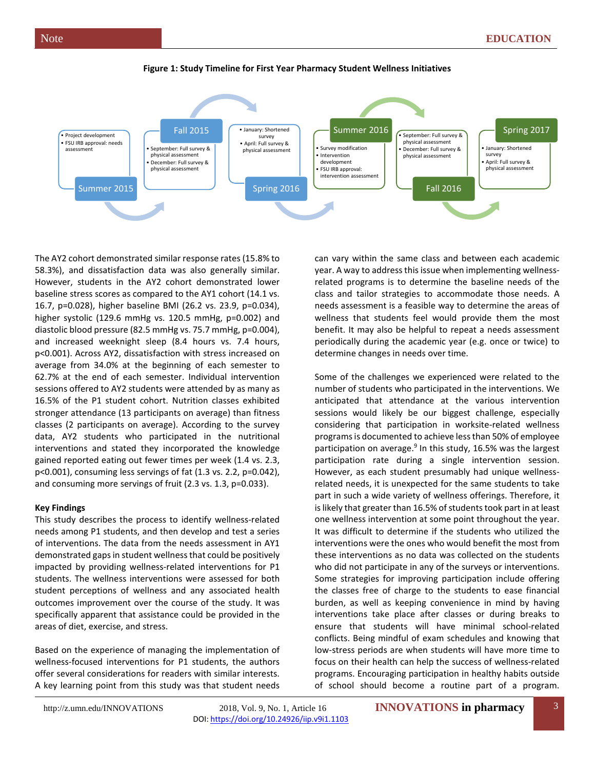**Figure 1: Study Timeline for First Year Pharmacy Student Wellness Initiatives**

- **Summer 2015**
  - Project development
  - FSU IRB approval: needs assessment
- **Fall 2015**
  - September: Full survey & physical assessment
  - December: Full survey & physical assessment
- **Spring 2016**
  - January: Shortened survey
  - April: Full survey & physical assessment
- **Summer 2016**
  - Survey modification
  - Intervention development
  - FSU IRB approval: intervention assessment
- **Fall 2016**
  - September: Full survey & physical assessment
  - December: Full survey & physical assessment
- **Spring 2017**
  - January: Shortened survey
  - April: Full survey & physical assessment

The AY2 cohort demonstrated similar response rates (15.8% to 58.3%), and dissatisfaction data was also generally similar. However, students in the AY2 cohort demonstrated lower baseline stress scores as compared to the AY1 cohort (14.1 vs. 16.7, $p=0.028$), higher baseline BMI (26.2 vs. 23.9, $p=0.034$), higher systolic (129.6 mmHg vs. 120.5 mmHg, $p=0.002$) and diastolic blood pressure (82.5 mmHg vs. 75.7 mmHg, $p=0.004$), and increased weeknight sleep (8.4 hours vs. 7.4 hours, $p<0.001$). Across AY2, dissatisfaction with stress increased on average from 34.0% at the beginning of each semester to 62.7% at the end of each semester. Individual intervention sessions offered to AY2 students were attended by as many as 16.5% of the P1 student cohort. Nutrition classes exhibited stronger attendance (13 participants on average) than fitness classes (2 participants on average). According to the survey data, AY2 students who participated in the nutritional interventions and stated they incorporated the knowledge gained reported eating out fewer times per week (1.4 vs. 2.3, $p<0.001$), consuming less servings of fat (1.3 vs. 2.2, $p=0.042$), and consuming more servings of fruit (2.3 vs. 1.3, $p=0.033$).

**Key Findings**

This study describes the process to identify wellness-related needs among P1 students, and then develop and test a series of interventions. The data from the needs assessment in AY1 demonstrated gaps in student wellness that could be positively impacted by providing wellness-related interventions for P1 students. The wellness interventions were assessed for both student perceptions of wellness and any associated health outcomes improvement over the course of the study. It was specifically apparent that assistance could be provided in the areas of diet, exercise, and stress.

Based on the experience of managing the implementation of wellness-focused interventions for P1 students, the authors offer several considerations for readers with similar interests. A key learning point from this study was that student needs can vary within the same class and between each academic year. A way to address this issue when implementing wellness-related programs is to determine the baseline needs of the class and tailor strategies to accommodate those needs. A needs assessment is a feasible way to determine the areas of wellness that students feel would provide them the most benefit. It may also be helpful to repeat a needs assessment periodically during the academic year (e.g. once or twice) to determine changes in needs over time.

Some of the challenges we experienced were related to the number of students who participated in the interventions. We anticipated that attendance at the various intervention sessions would likely be our biggest challenge, especially considering that participation in worksite-related wellness programs is documented to achieve less than 50% of employee participation on average.[9] In this study, 16.5% was the largest participation rate during a single intervention session. However, as each student presumably had unique wellness-related needs, it is unexpected for the same students to take part in such a wide variety of wellness offerings. Therefore, it is likely that greater than 16.5% of students took part in at least one wellness intervention at some point throughout the year. It was difficult to determine if the students who utilized the interventions were the ones who would benefit the most from these interventions as no data was collected on the students who did not participate in any of the surveys or interventions. Some strategies for improving participation include offering the classes free of charge to the students to ease financial burden, as well as keeping convenience in mind by having interventions take place after classes or during breaks to ensure that students will have minimal school-related conflicts. Being mindful of exam schedules and knowing that low-stress periods are when students will have more time to focus on their health can help the success of wellness-related programs. Encouraging participation in healthy habits outside of school should become a routine part of a program.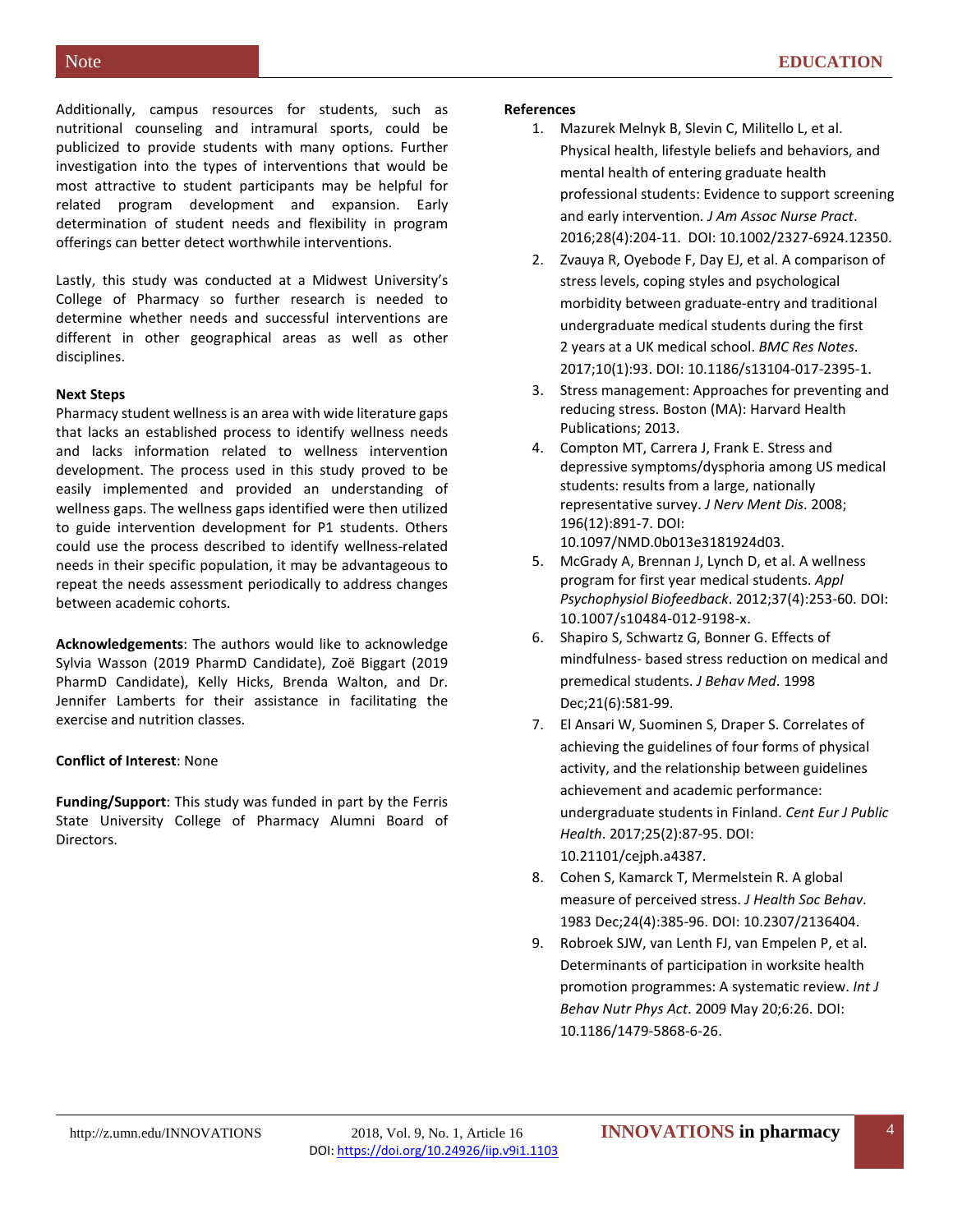Additionally, campus resources for students, such as nutritional counseling and intramural sports, could be publicized to provide students with many options. Further investigation into the types of interventions that would be most attractive to student participants may be helpful for related program development and expansion. Early determination of student needs and flexibility in program offerings can better detect worthwhile interventions.

Lastly, this study was conducted at a Midwest University's College of Pharmacy so further research is needed to determine whether needs and successful interventions are different in other geographical areas as well as other disciplines.

**Next Steps**

Pharmacy student wellness is an area with wide literature gaps that lacks an established process to identify wellness needs and lacks information related to wellness intervention development. The process used in this study proved to be easily implemented and provided an understanding of wellness gaps. The wellness gaps identified were then utilized to guide intervention development for P1 students. Others could use the process described to identify wellness-related needs in their specific population, it may be advantageous to repeat the needs assessment periodically to address changes between academic cohorts.

**Acknowledgements**: The authors would like to acknowledge Sylvia Wasson (2019 PharmD Candidate), Zoë Biggart (2019 PharmD Candidate), Kelly Hicks, Brenda Walton, and Dr. Jennifer Lamberts for their assistance in facilitating the exercise and nutrition classes.

**Conflict of Interest**: None

**Funding/Support**: This study was funded in part by the Ferris State University College of Pharmacy Alumni Board of Directors.

**References**

1. Mazurek Melnyk B, Slevin C, Militello L, et al. Physical health, lifestyle beliefs and behaviors, and mental health of entering graduate health professional students: Evidence to support screening and early intervention. *J Am Assoc Nurse Pract*. 2016;28(4):204-11. DOI: 10.1002/2327-6924.12350.
2. Zvauya R, Oyebode F, Day EJ, et al. A comparison of stress levels, coping styles and psychological morbidity between graduate-entry and traditional undergraduate medical students during the first 2 years at a UK medical school. *BMC Res Notes*. 2017;10(1):93. DOI: 10.1186/s13104-017-2395-1.
3. Stress management: Approaches for preventing and reducing stress. Boston (MA): Harvard Health Publications; 2013.
4. Compton MT, Carrera J, Frank E. Stress and depressive symptoms/dysphoria among US medical students: results from a large, nationally representative survey. *J Nerv Ment Dis*. 2008; 196(12):891-7. DOI: 10.1097/NMD.0b013e3181924d03.
5. McGrady A, Brennan J, Lynch D, et al. A wellness program for first year medical students. *Appl Psychophysiol Biofeedback*. 2012;37(4):253-60. DOI: 10.1007/s10484-012-9198-x.
6. Shapiro S, Schwartz G, Bonner G. Effects of mindfulness- based stress reduction on medical and premedical students. *J Behav Med*. 1998 Dec;21(6):581-99.
7. El Ansari W, Suominen S, Draper S. Correlates of achieving the guidelines of four forms of physical activity, and the relationship between guidelines achievement and academic performance: undergraduate students in Finland. *Cent Eur J Public Health*. 2017;25(2):87-95. DOI: 10.21101/cejph.a4387.
8. Cohen S, Kamarck T, Mermelstein R. A global measure of perceived stress. *J Health Soc Behav*. 1983 Dec;24(4):385-96. DOI: 10.2307/2136404.
9. Robroek SJW, van Lenth FJ, van Empelen P, et al. Determinants of participation in worksite health promotion programmes: A systematic review. *Int J Behav Nutr Phys Act*. 2009 May 20;6:26. DOI: 10.1186/1479-5868-6-26.